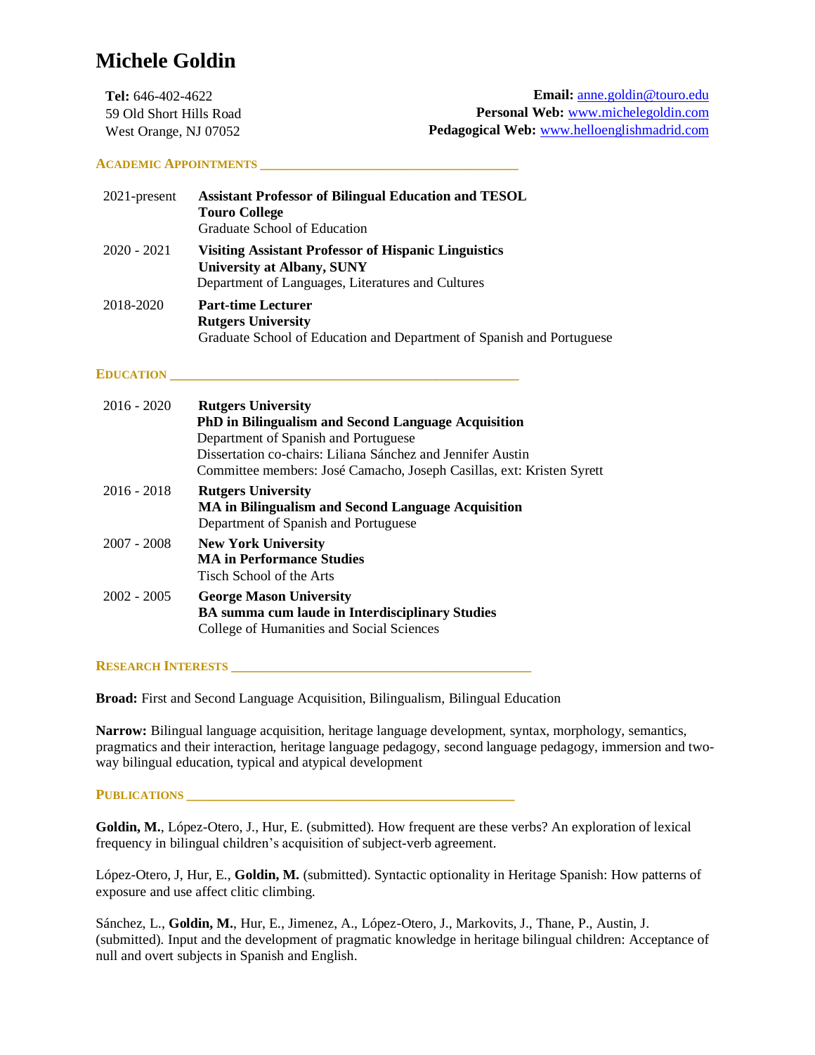# Michele Goldin

**Tel:** 646-402-4622
59 Old Short Hills Road
West Orange, NJ 07052

**Email:** anne.goldin@touro.edu
**Personal Web:** www.michelegoldin.com
**Pedagogical Web:** www.helloenglishmadrid.com

## Academic Appointments

2021-present — **Assistant Professor of Bilingual Education and TESOL**
**Touro College**
Graduate School of Education

2020 - 2021 — **Visiting Assistant Professor of Hispanic Linguistics**
**University at Albany, SUNY**
Department of Languages, Literatures and Cultures

2018-2020 — **Part-time Lecturer**
**Rutgers University**
Graduate School of Education and Department of Spanish and Portuguese

## Education

2016 - 2020 — **Rutgers University**
**PhD in Bilingualism and Second Language Acquisition**
Department of Spanish and Portuguese
Dissertation co-chairs: Liliana Sánchez and Jennifer Austin
Committee members: José Camacho, Joseph Casillas, ext: Kristen Syrett

2016 - 2018 — **Rutgers University**
**MA in Bilingualism and Second Language Acquisition**
Department of Spanish and Portuguese

2007 - 2008 — **New York University**
**MA in Performance Studies**
Tisch School of the Arts

2002 - 2005 — **George Mason University**
**BA summa cum laude in Interdisciplinary Studies**
College of Humanities and Social Sciences

## Research Interests

**Broad:** First and Second Language Acquisition, Bilingualism, Bilingual Education

**Narrow:** Bilingual language acquisition, heritage language development, syntax, morphology, semantics, pragmatics and their interaction, heritage language pedagogy, second language pedagogy, immersion and two-way bilingual education, typical and atypical development

## Publications

**Goldin, M.**, López-Otero, J., Hur, E. (submitted). How frequent are these verbs? An exploration of lexical frequency in bilingual children's acquisition of subject-verb agreement.

López-Otero, J, Hur, E., **Goldin, M.** (submitted). Syntactic optionality in Heritage Spanish: How patterns of exposure and use affect clitic climbing.

Sánchez, L., **Goldin, M.**, Hur, E., Jimenez, A., López-Otero, J., Markovits, J., Thane, P., Austin, J. (submitted). Input and the development of pragmatic knowledge in heritage bilingual children: Acceptance of null and overt subjects in Spanish and English.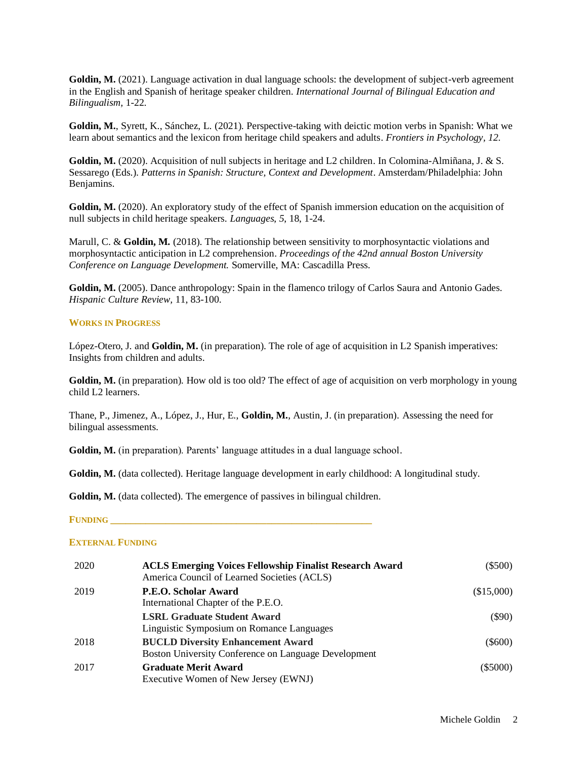**Goldin, M.** (2021). Language activation in dual language schools: the development of subject-verb agreement in the English and Spanish of heritage speaker children. *International Journal of Bilingual Education and Bilingualism*, 1-22.

**Goldin, M.**, Syrett, K., Sánchez, L. (2021). Perspective-taking with deictic motion verbs in Spanish: What we learn about semantics and the lexicon from heritage child speakers and adults. *Frontiers in Psychology, 12.*

**Goldin, M.** (2020). Acquisition of null subjects in heritage and L2 children. In Colomina-Almiñana, J. & S. Sessarego (Eds.). *Patterns in Spanish: Structure, Context and Development*. Amsterdam/Philadelphia: John Benjamins.

**Goldin, M.** (2020). An exploratory study of the effect of Spanish immersion education on the acquisition of null subjects in child heritage speakers. *Languages*, *5*, 18, 1-24.

Marull, C. & **Goldin, M.** (2018). The relationship between sensitivity to morphosyntactic violations and morphosyntactic anticipation in L2 comprehension. *Proceedings of the 42nd annual Boston University Conference on Language Development.* Somerville, MA: Cascadilla Press.

**Goldin, M.** (2005). Dance anthropology: Spain in the flamenco trilogy of Carlos Saura and Antonio Gades. *Hispanic Culture Review*, 11, 83-100.

## WORKS IN PROGRESS

López-Otero, J. and **Goldin, M.** (in preparation). The role of age of acquisition in L2 Spanish imperatives: Insights from children and adults.

**Goldin, M.** (in preparation). How old is too old? The effect of age of acquisition on verb morphology in young child L2 learners.

Thane, P., Jimenez, A., López, J., Hur, E., **Goldin, M.**, Austin, J. (in preparation). Assessing the need for bilingual assessments.

**Goldin, M.** (in preparation). Parents' language attitudes in a dual language school.

**Goldin, M.** (data collected). Heritage language development in early childhood: A longitudinal study.

**Goldin, M.** (data collected). The emergence of passives in bilingual children.

## FUNDING

### EXTERNAL FUNDING

| Year | Award | Amount |
|---|---|---|
| 2020 | **ACLS Emerging Voices Fellowship Finalist Research Award**<br>America Council of Learned Societies (ACLS) | ($500) |
| 2019 | **P.E.O. Scholar Award**<br>International Chapter of the P.E.O. | ($15,000) |
| | **LSRL Graduate Student Award**<br>Linguistic Symposium on Romance Languages | ($90) |
| 2018 | **BUCLD Diversity Enhancement Award**<br>Boston University Conference on Language Development | ($600) |
| 2017 | **Graduate Merit Award**<br>Executive Women of New Jersey (EWNJ) | ($5000) |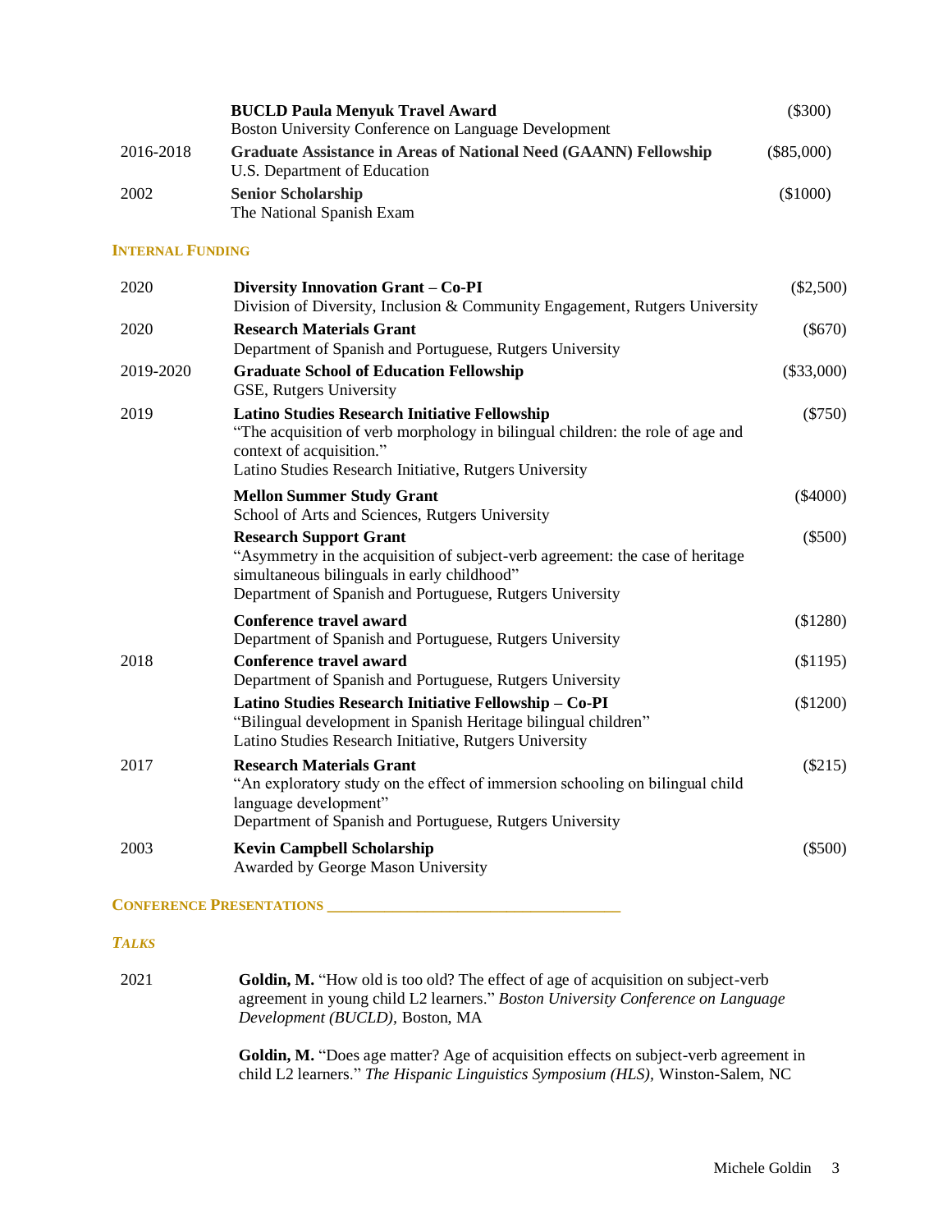| | | |
|---|---|---|
| | **BUCLD Paula Menyuk Travel Award**<br>Boston University Conference on Language Development | ($300) |
| 2016-2018 | **Graduate Assistance in Areas of National Need (GAANN) Fellowship**<br>U.S. Department of Education | ($85,000) |
| 2002 | **Senior Scholarship**<br>The National Spanish Exam | ($1000) |

### INTERNAL FUNDING

| | | |
|---|---|---|
| 2020 | **Diversity Innovation Grant – Co-PI**<br>Division of Diversity, Inclusion & Community Engagement, Rutgers University | ($2,500) |
| 2020 | **Research Materials Grant**<br>Department of Spanish and Portuguese, Rutgers University | ($670) |
| 2019-2020 | **Graduate School of Education Fellowship**<br>GSE, Rutgers University | ($33,000) |
| 2019 | **Latino Studies Research Initiative Fellowship**<br>"The acquisition of verb morphology in bilingual children: the role of age and context of acquisition."<br>Latino Studies Research Initiative, Rutgers University | ($750) |
| | **Mellon Summer Study Grant**<br>School of Arts and Sciences, Rutgers University | ($4000) |
| | **Research Support Grant**<br>"Asymmetry in the acquisition of subject-verb agreement: the case of heritage simultaneous bilinguals in early childhood"<br>Department of Spanish and Portuguese, Rutgers University | ($500) |
| | **Conference travel award**<br>Department of Spanish and Portuguese, Rutgers University | ($1280) |
| 2018 | **Conference travel award**<br>Department of Spanish and Portuguese, Rutgers University | ($1195) |
| | **Latino Studies Research Initiative Fellowship – Co-PI**<br>"Bilingual development in Spanish Heritage bilingual children"<br>Latino Studies Research Initiative, Rutgers University | ($1200) |
| 2017 | **Research Materials Grant**<br>"An exploratory study on the effect of immersion schooling on bilingual child language development"<br>Department of Spanish and Portuguese, Rutgers University | ($215) |
| 2003 | **Kevin Campbell Scholarship**<br>Awarded by George Mason University | ($500) |

## CONFERENCE PRESENTATIONS

### *TALKS*

2021

**Goldin, M.** "How old is too old? The effect of age of acquisition on subject-verb agreement in young child L2 learners." *Boston University Conference on Language Development (BUCLD),* Boston, MA

**Goldin, M.** "Does age matter? Age of acquisition effects on subject-verb agreement in child L2 learners." *The Hispanic Linguistics Symposium (HLS),* Winston-Salem, NC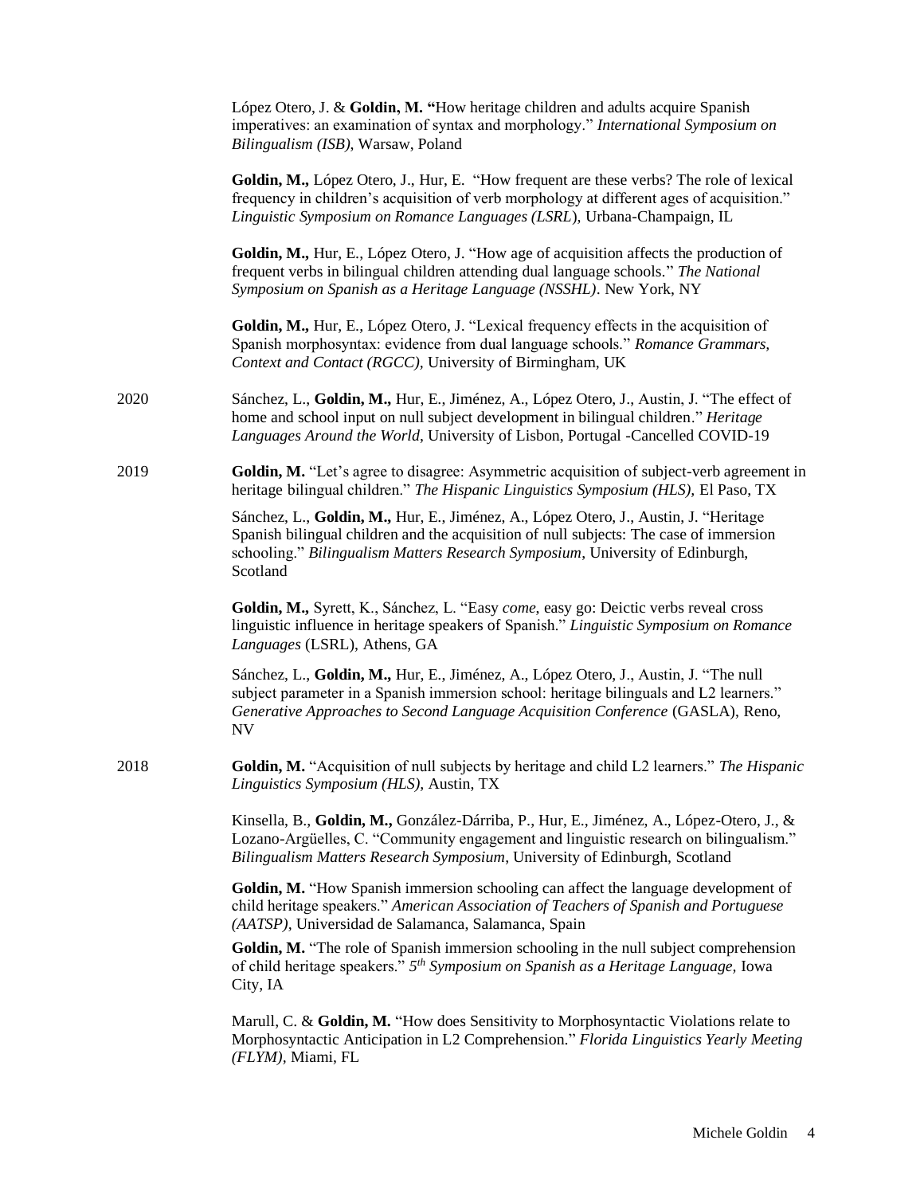López Otero, J. & **Goldin, M.** "How heritage children and adults acquire Spanish imperatives: an examination of syntax and morphology." *International Symposium on Bilingualism (ISB)*, Warsaw, Poland

**Goldin, M.,** López Otero, J., Hur, E. "How frequent are these verbs? The role of lexical frequency in children's acquisition of verb morphology at different ages of acquisition." *Linguistic Symposium on Romance Languages (LSRL)*, Urbana-Champaign, IL

**Goldin, M.,** Hur, E., López Otero, J. "How age of acquisition affects the production of frequent verbs in bilingual children attending dual language schools." *The National Symposium on Spanish as a Heritage Language (NSSHL)*. New York, NY

**Goldin, M.,** Hur, E., López Otero, J. "Lexical frequency effects in the acquisition of Spanish morphosyntax: evidence from dual language schools." *Romance Grammars, Context and Contact (RGCC)*, University of Birmingham, UK

2020 Sánchez, L., **Goldin, M.,** Hur, E., Jiménez, A., López Otero, J., Austin, J. "The effect of home and school input on null subject development in bilingual children." *Heritage Languages Around the World*, University of Lisbon, Portugal -Cancelled COVID-19

2019 **Goldin, M.** "Let's agree to disagree: Asymmetric acquisition of subject-verb agreement in heritage bilingual children." *The Hispanic Linguistics Symposium (HLS),* El Paso, TX

Sánchez, L., **Goldin, M.,** Hur, E., Jiménez, A., López Otero, J., Austin, J. "Heritage Spanish bilingual children and the acquisition of null subjects: The case of immersion schooling." *Bilingualism Matters Research Symposium*, University of Edinburgh, Scotland

**Goldin, M.,** Syrett, K., Sánchez, L. "Easy *come*, easy go: Deictic verbs reveal cross linguistic influence in heritage speakers of Spanish." *Linguistic Symposium on Romance Languages* (LSRL), Athens, GA

Sánchez, L., **Goldin, M.,** Hur, E., Jiménez, A., López Otero, J., Austin, J. "The null subject parameter in a Spanish immersion school: heritage bilinguals and L2 learners." *Generative Approaches to Second Language Acquisition Conference* (GASLA), Reno, NV

2018 **Goldin, M.** "Acquisition of null subjects by heritage and child L2 learners." *The Hispanic Linguistics Symposium (HLS),* Austin, TX

Kinsella, B., **Goldin, M.,** González-Dárriba, P., Hur, E., Jiménez, A., López-Otero, J., & Lozano-Argüelles, C. "Community engagement and linguistic research on bilingualism." *Bilingualism Matters Research Symposium*, University of Edinburgh, Scotland

**Goldin, M.** "How Spanish immersion schooling can affect the language development of child heritage speakers." *American Association of Teachers of Spanish and Portuguese (AATSP)*, Universidad de Salamanca, Salamanca, Spain

**Goldin, M.** "The role of Spanish immersion schooling in the null subject comprehension of child heritage speakers." *5th Symposium on Spanish as a Heritage Language,* Iowa City, IA

Marull, C. & **Goldin, M.** "How does Sensitivity to Morphosyntactic Violations relate to Morphosyntactic Anticipation in L2 Comprehension." *Florida Linguistics Yearly Meeting (FLYM)*, Miami, FL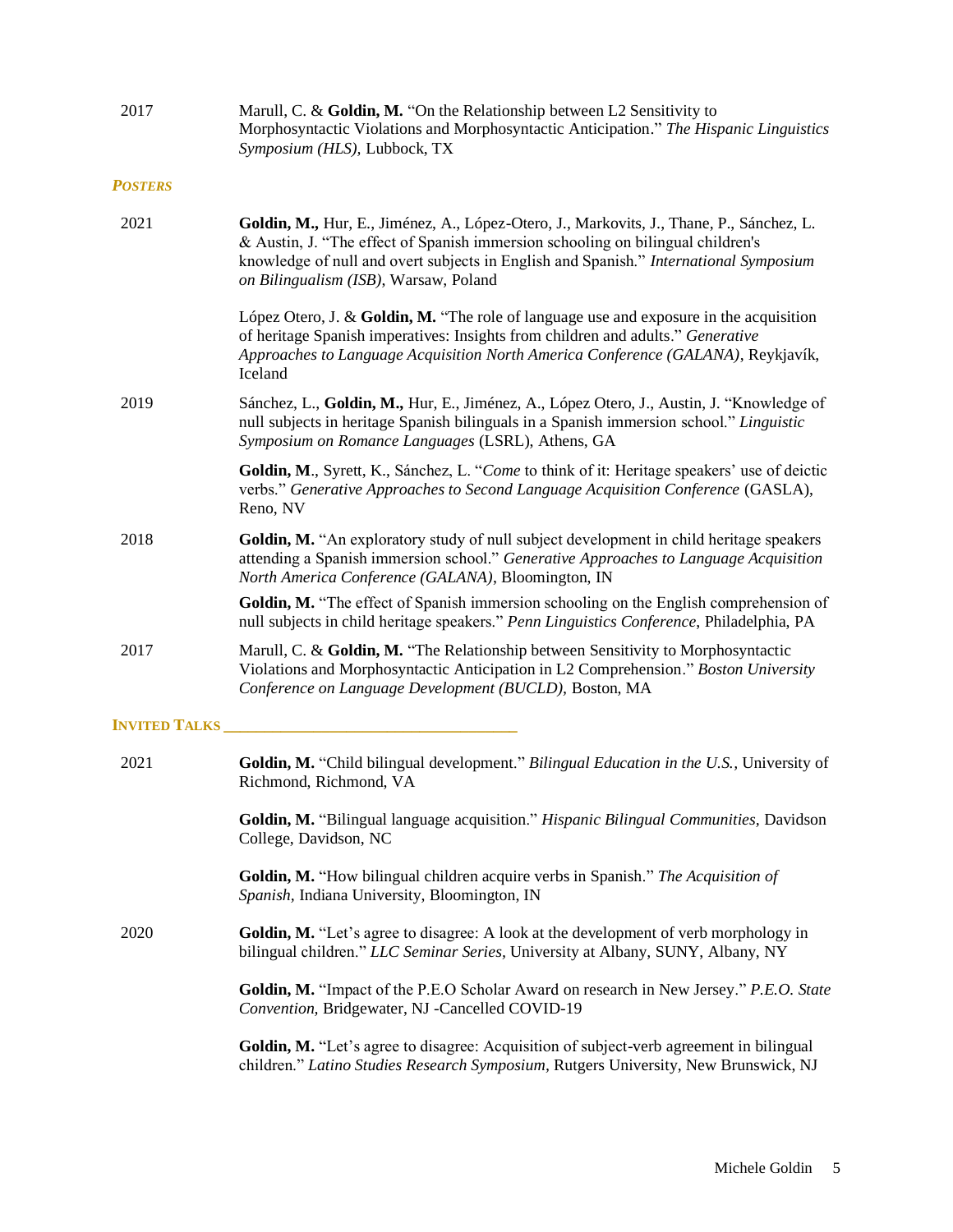2017 Marull, C. & **Goldin, M.** "On the Relationship between L2 Sensitivity to Morphosyntactic Violations and Morphosyntactic Anticipation." *The Hispanic Linguistics Symposium (HLS),* Lubbock, TX

### *POSTERS*

2021 **Goldin, M.,** Hur, E., Jiménez, A., López-Otero, J., Markovits, J., Thane, P., Sánchez, L. & Austin, J. "The effect of Spanish immersion schooling on bilingual children's knowledge of null and overt subjects in English and Spanish." *International Symposium on Bilingualism (ISB)*, Warsaw, Poland

López Otero, J. & **Goldin, M.** "The role of language use and exposure in the acquisition of heritage Spanish imperatives: Insights from children and adults." *Generative Approaches to Language Acquisition North America Conference (GALANA)*, Reykjavík, Iceland

2019 Sánchez, L., **Goldin, M.,** Hur, E., Jiménez, A., López Otero, J., Austin, J. "Knowledge of null subjects in heritage Spanish bilinguals in a Spanish immersion school." *Linguistic Symposium on Romance Languages* (LSRL), Athens, GA

**Goldin, M**., Syrett, K., Sánchez, L. "*Come* to think of it: Heritage speakers' use of deictic verbs." *Generative Approaches to Second Language Acquisition Conference* (GASLA), Reno, NV

2018 **Goldin, M.** "An exploratory study of null subject development in child heritage speakers attending a Spanish immersion school." *Generative Approaches to Language Acquisition North America Conference (GALANA)*, Bloomington, IN

**Goldin, M.** "The effect of Spanish immersion schooling on the English comprehension of null subjects in child heritage speakers." *Penn Linguistics Conference*, Philadelphia, PA

2017 Marull, C. & **Goldin, M.** "The Relationship between Sensitivity to Morphosyntactic Violations and Morphosyntactic Anticipation in L2 Comprehension." *Boston University Conference on Language Development (BUCLD),* Boston, MA

### INVITED TALKS

2021 **Goldin, M.** "Child bilingual development." *Bilingual Education in the U.S.*, University of Richmond, Richmond, VA

**Goldin, M.** "Bilingual language acquisition." *Hispanic Bilingual Communities*, Davidson College, Davidson, NC

**Goldin, M.** "How bilingual children acquire verbs in Spanish." *The Acquisition of Spanish*, Indiana University, Bloomington, IN

2020 **Goldin, M.** "Let's agree to disagree: A look at the development of verb morphology in bilingual children." *LLC Seminar Series,* University at Albany, SUNY, Albany, NY

**Goldin, M.** "Impact of the P.E.O Scholar Award on research in New Jersey." *P.E.O. State Convention,* Bridgewater, NJ -Cancelled COVID-19

**Goldin, M.** "Let's agree to disagree: Acquisition of subject-verb agreement in bilingual children." *Latino Studies Research Symposium*, Rutgers University, New Brunswick, NJ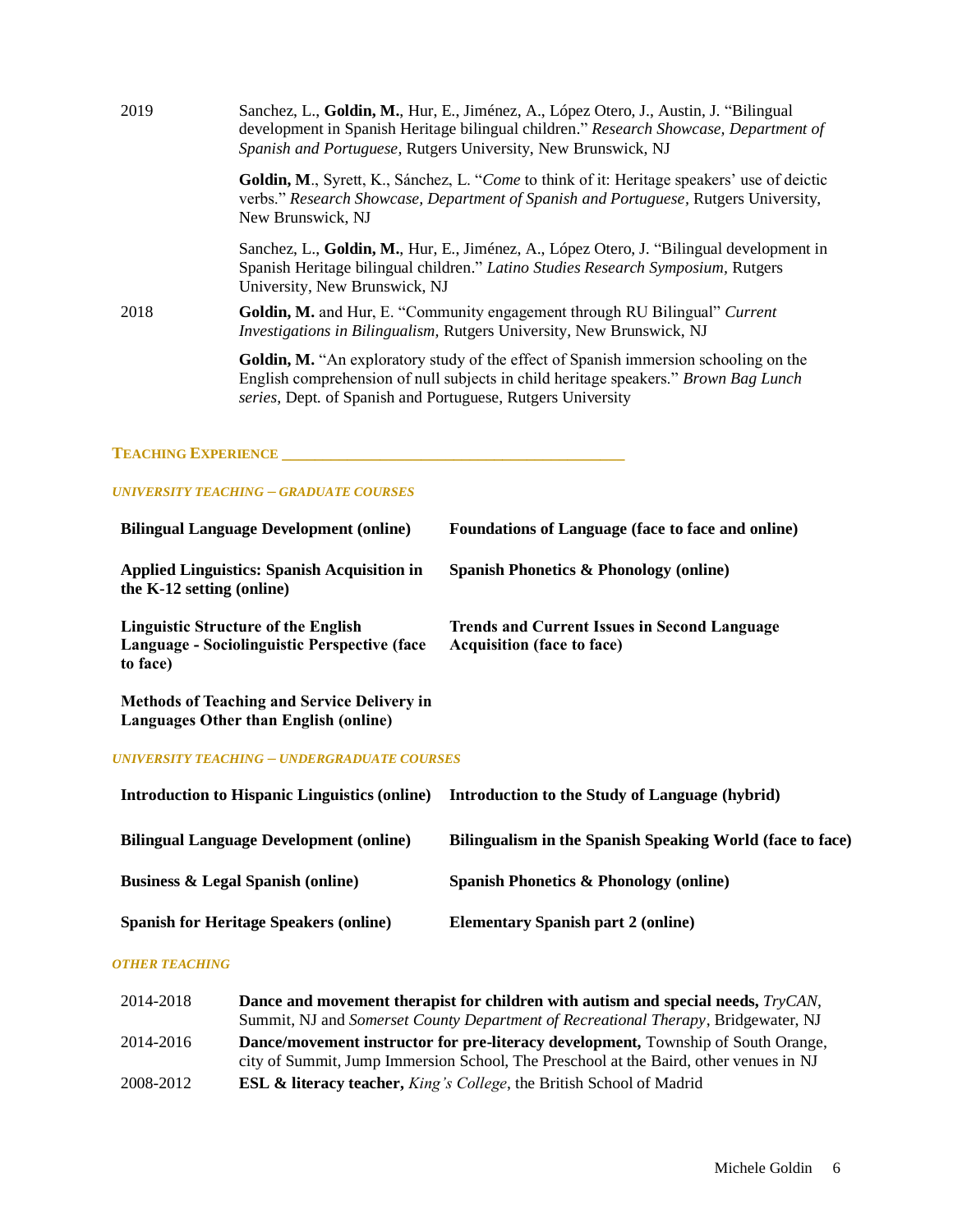2019 Sanchez, L., **Goldin, M.**, Hur, E., Jiménez, A., López Otero, J., Austin, J. "Bilingual development in Spanish Heritage bilingual children." *Research Showcase, Department of Spanish and Portuguese,* Rutgers University, New Brunswick, NJ

**Goldin, M**., Syrett, K., Sánchez, L. "*Come* to think of it: Heritage speakers' use of deictic verbs." *Research Showcase, Department of Spanish and Portuguese*, Rutgers University, New Brunswick, NJ

Sanchez, L., **Goldin, M.**, Hur, E., Jiménez, A., López Otero, J. "Bilingual development in Spanish Heritage bilingual children." *Latino Studies Research Symposium,* Rutgers University, New Brunswick, NJ

2018 **Goldin, M.** and Hur, E. "Community engagement through RU Bilingual" *Current Investigations in Bilingualism,* Rutgers University, New Brunswick, NJ

**Goldin, M.** "An exploratory study of the effect of Spanish immersion schooling on the English comprehension of null subjects in child heritage speakers." *Brown Bag Lunch series*, Dept. of Spanish and Portuguese, Rutgers University

## Teaching Experience

### *University Teaching – Graduate Courses*

- **Bilingual Language Development (online)**
- **Foundations of Language (face to face and online)**
- **Applied Linguistics: Spanish Acquisition in the K-12 setting (online)**
- **Spanish Phonetics & Phonology (online)**
- **Linguistic Structure of the English Language - Sociolinguistic Perspective (face to face)**
- **Trends and Current Issues in Second Language Acquisition (face to face)**
- **Methods of Teaching and Service Delivery in Languages Other than English (online)**

### *University Teaching – Undergraduate Courses*

- **Introduction to Hispanic Linguistics (online)**
- **Introduction to the Study of Language (hybrid)**
- **Bilingual Language Development (online)**
- **Bilingualism in the Spanish Speaking World (face to face)**
- **Business & Legal Spanish (online)**
- **Spanish Phonetics & Phonology (online)**
- **Spanish for Heritage Speakers (online)**
- **Elementary Spanish part 2 (online)**

### *Other Teaching*

2014-2018 **Dance and movement therapist for children with autism and special needs,** *TryCAN*, Summit, NJ and *Somerset County Department of Recreational Therapy*, Bridgewater, NJ

2014-2016 **Dance/movement instructor for pre-literacy development,** Township of South Orange, city of Summit, Jump Immersion School, The Preschool at the Baird, other venues in NJ

2008-2012 **ESL & literacy teacher,** *King's College*, the British School of Madrid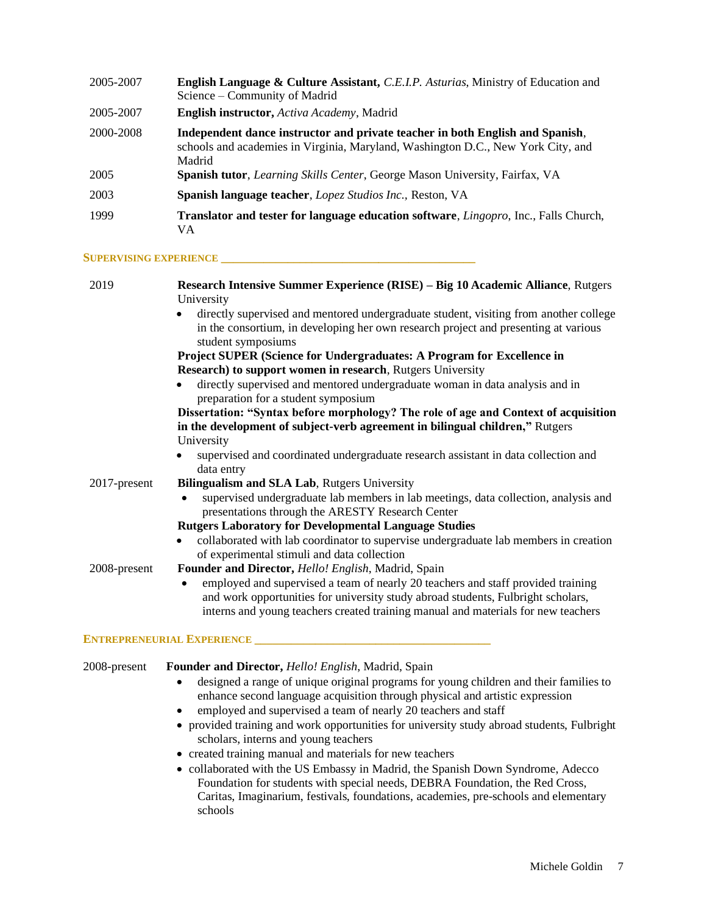2005-2007 **English Language & Culture Assistant,** *C.E.I.P. Asturias*, Ministry of Education and Science – Community of Madrid

2005-2007 **English instructor,** *Activa Academy*, Madrid

2000-2008 **Independent dance instructor and private teacher in both English and Spanish**, schools and academies in Virginia, Maryland, Washington D.C., New York City, and Madrid

2005 **Spanish tutor**, *Learning Skills Center*, George Mason University, Fairfax, VA

2003 **Spanish language teacher**, *Lopez Studios Inc.*, Reston, VA

1999 **Translator and tester for language education software**, *Lingopro*, Inc., Falls Church, VA

## Supervising Experience

2019 **Research Intensive Summer Experience (RISE) – Big 10 Academic Alliance**, Rutgers University

- directly supervised and mentored undergraduate student, visiting from another college in the consortium, in developing her own research project and presenting at various student symposiums

**Project SUPER (Science for Undergraduates: A Program for Excellence in Research) to support women in research**, Rutgers University

- directly supervised and mentored undergraduate woman in data analysis and in preparation for a student symposium

**Dissertation: "Syntax before morphology? The role of age and Context of acquisition in the development of subject-verb agreement in bilingual children,"** Rutgers University

- supervised and coordinated undergraduate research assistant in data collection and data entry

2017-present **Bilingualism and SLA Lab**, Rutgers University

- supervised undergraduate lab members in lab meetings, data collection, analysis and presentations through the ARESTY Research Center

**Rutgers Laboratory for Developmental Language Studies**

- collaborated with lab coordinator to supervise undergraduate lab members in creation of experimental stimuli and data collection

2008-present **Founder and Director,** *Hello! English*, Madrid, Spain

- employed and supervised a team of nearly 20 teachers and staff provided training and work opportunities for university study abroad students, Fulbright scholars, interns and young teachers created training manual and materials for new teachers

## Entrepreneurial Experience

2008-present **Founder and Director,** *Hello! English*, Madrid, Spain

- designed a range of unique original programs for young children and their families to enhance second language acquisition through physical and artistic expression
- employed and supervised a team of nearly 20 teachers and staff
- provided training and work opportunities for university study abroad students, Fulbright scholars, interns and young teachers
- created training manual and materials for new teachers
- collaborated with the US Embassy in Madrid, the Spanish Down Syndrome, Adecco Foundation for students with special needs, DEBRA Foundation, the Red Cross, Caritas, Imaginarium, festivals, foundations, academies, pre-schools and elementary schools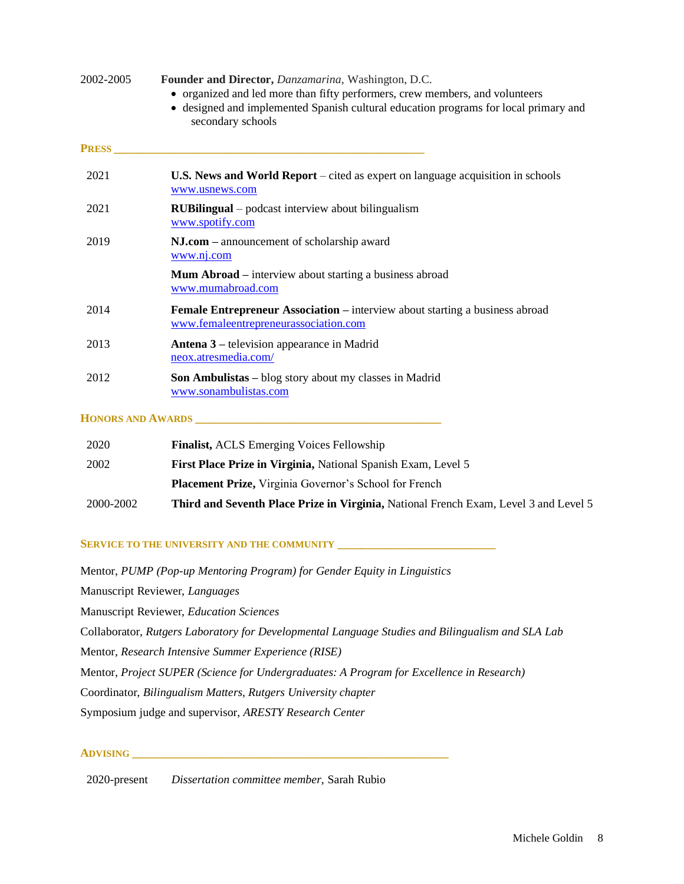2002-2005 **Founder and Director,** *Danzamarina*, Washington, D.C.

- organized and led more than fifty performers, crew members, and volunteers
- designed and implemented Spanish cultural education programs for local primary and secondary schools

## PRESS

2021 **U.S. News and World Report** – cited as expert on language acquisition in schools
www.usnews.com

2021 **RUBilingual** – podcast interview about bilingualism
www.spotify.com

2019 **NJ.com** – announcement of scholarship award
www.nj.com

**Mum Abroad** – interview about starting a business abroad
www.mumabroad.com

2014 **Female Entrepreneur Association** – interview about starting a business abroad
www.femaleentrepreneurassociation.com

2013 **Antena 3** – television appearance in Madrid
neox.atresmedia.com/

2012 **Son Ambulistas** – blog story about my classes in Madrid
www.sonambulistas.com

## HONORS AND AWARDS

2020 **Finalist,** ACLS Emerging Voices Fellowship

2002 **First Place Prize in Virginia,** National Spanish Exam, Level 5

**Placement Prize,** Virginia Governor's School for French

2000-2002 **Third and Seventh Place Prize in Virginia,** National French Exam, Level 3 and Level 5

## SERVICE TO THE UNIVERSITY AND THE COMMUNITY

Mentor, *PUMP (Pop-up Mentoring Program) for Gender Equity in Linguistics*

Manuscript Reviewer, *Languages*

Manuscript Reviewer, *Education Sciences*

Collaborator, *Rutgers Laboratory for Developmental Language Studies and Bilingualism and SLA Lab*

Mentor, *Research Intensive Summer Experience (RISE)*

Mentor, *Project SUPER (Science for Undergraduates: A Program for Excellence in Research)*

Coordinator, *Bilingualism Matters, Rutgers University chapter*

Symposium judge and supervisor, *ARESTY Research Center*

## ADVISING

2020-present *Dissertation committee member,* Sarah Rubio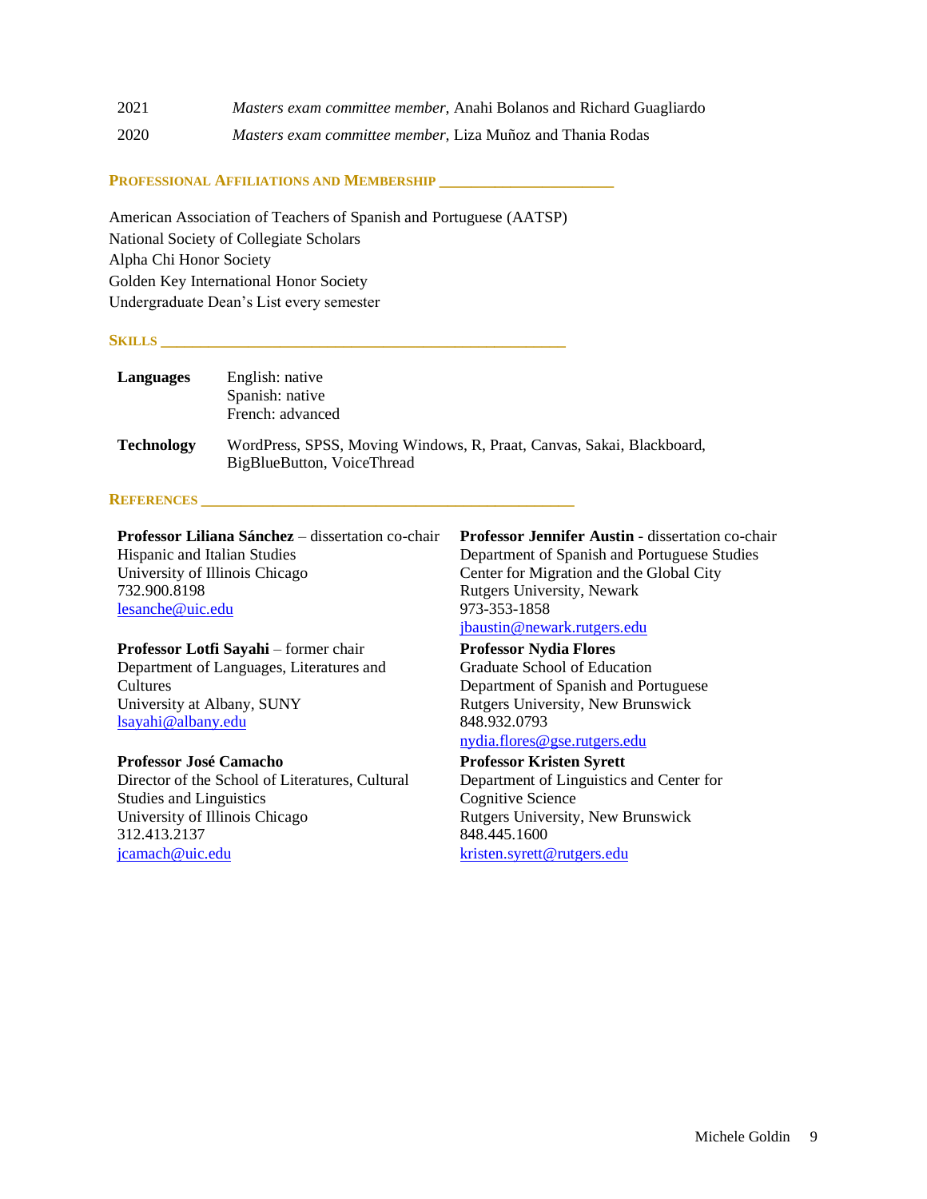| | |
|---|---|
| 2021 | *Masters exam committee member*, Anahi Bolanos and Richard Guagliardo |
| 2020 | *Masters exam committee member*, Liza Muñoz and Thania Rodas |

## Professional Affiliations and Membership

American Association of Teachers of Spanish and Portuguese (AATSP)
National Society of Collegiate Scholars
Alpha Chi Honor Society
Golden Key International Honor Society
Undergraduate Dean's List every semester

## Skills

| | |
|---|---|
| **Languages** | English: native<br>Spanish: native<br>French: advanced |
| **Technology** | WordPress, SPSS, Moving Windows, R, Praat, Canvas, Sakai, Blackboard, BigBlueButton, VoiceThread |

## References

**Professor Liliana Sánchez** – dissertation co-chair
Hispanic and Italian Studies
University of Illinois Chicago
732.900.8198
lesanche@uic.edu

**Professor Lotfi Sayahi** – former chair
Department of Languages, Literatures and Cultures
University at Albany, SUNY
lsayahi@albany.edu

**Professor José Camacho**
Director of the School of Literatures, Cultural Studies and Linguistics
University of Illinois Chicago
312.413.2137
jcamach@uic.edu

**Professor Jennifer Austin** - dissertation co-chair
Department of Spanish and Portuguese Studies
Center for Migration and the Global City
Rutgers University, Newark
973-353-1858
jbaustin@newark.rutgers.edu

**Professor Nydia Flores**
Graduate School of Education
Department of Spanish and Portuguese
Rutgers University, New Brunswick
848.932.0793
nydia.flores@gse.rutgers.edu

**Professor Kristen Syrett**
Department of Linguistics and Center for Cognitive Science
Rutgers University, New Brunswick
848.445.1600
kristen.syrett@rutgers.edu